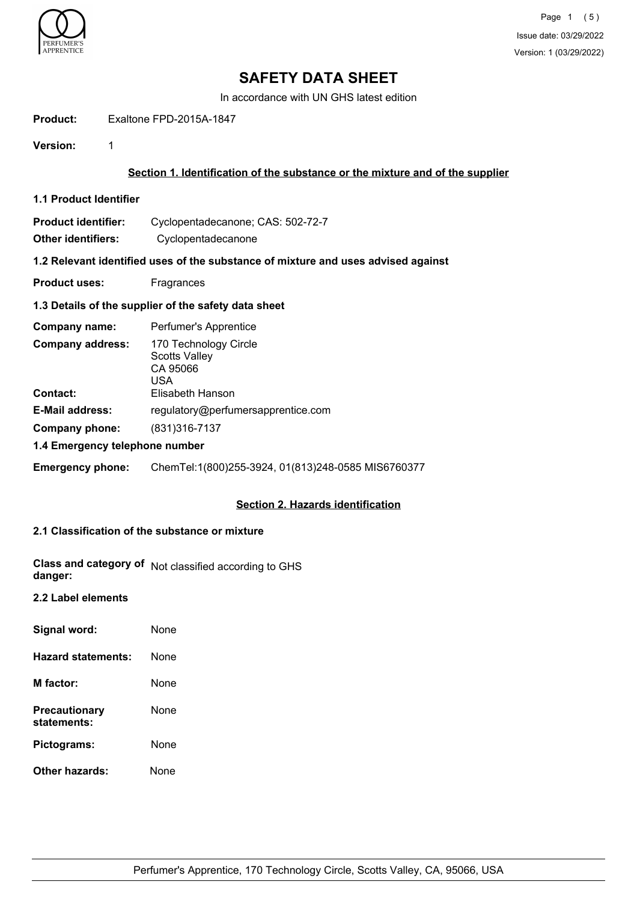Issue date: 03/29/2022

Version: 1 (03/29/2022)

# SAFETY DATA SHEET

In accordance with UN GHS latest edition

**Product:** Exaltone FPD-2015A-1847

**Version:** 1

## Section 1. Identification of the substance or the mixture and of the supplier

### 1.1 Product Identifier

**Product identifier:** Cyclopentadecanone; CAS: 502-72-7

**Other identifiers:** Cyclopentadecanone

### 1.2 Relevant identified uses of the substance of mixture and uses advised against

**Product uses:** Fragrances

### 1.3 Details of the supplier of the safety data sheet

**Company name:** Perfumer's Apprentice

**Company address:** 170 Technology Circle
Scotts Valley
CA 95066
USA

**Contact:** Elisabeth Hanson

**E-Mail address:** regulatory@perfumersapprentice.com

**Company phone:** (831)316-7137

### 1.4 Emergency telephone number

**Emergency phone:** ChemTel:1(800)255-3924, 01(813)248-0585 MIS6760377

## Section 2. Hazards identification

### 2.1 Classification of the substance or mixture

**Class and category of danger:** Not classified according to GHS

### 2.2 Label elements

**Signal word:** None

**Hazard statements:** None

**M factor:** None

**Precautionary statements:** None

**Pictograms:** None

**Other hazards:** None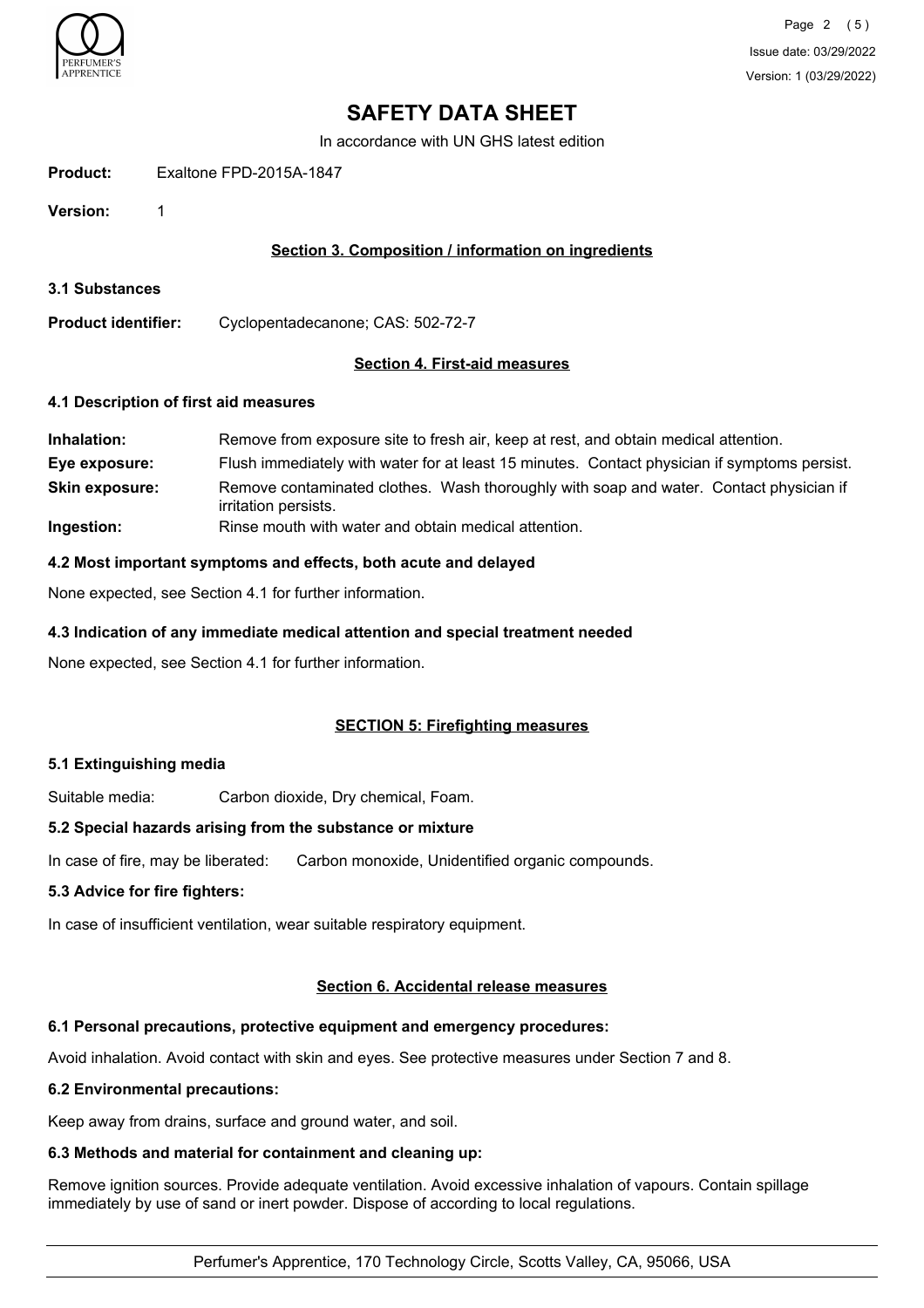# SAFETY DATA SHEET

In accordance with UN GHS latest edition

**Product:** Exaltone FPD-2015A-1847

**Version:** 1

## Section 3. Composition / information on ingredients

### 3.1 Substances

**Product identifier:** Cyclopentadecanone; CAS: 502-72-7

## Section 4. First-aid measures

### 4.1 Description of first aid measures

**Inhalation:** Remove from exposure site to fresh air, keep at rest, and obtain medical attention.

**Eye exposure:** Flush immediately with water for at least 15 minutes. Contact physician if symptoms persist.

**Skin exposure:** Remove contaminated clothes. Wash thoroughly with soap and water. Contact physician if irritation persists.

**Ingestion:** Rinse mouth with water and obtain medical attention.

### 4.2 Most important symptoms and effects, both acute and delayed

None expected, see Section 4.1 for further information.

### 4.3 Indication of any immediate medical attention and special treatment needed

None expected, see Section 4.1 for further information.

## SECTION 5: Firefighting measures

### 5.1 Extinguishing media

Suitable media: Carbon dioxide, Dry chemical, Foam.

### 5.2 Special hazards arising from the substance or mixture

In case of fire, may be liberated: Carbon monoxide, Unidentified organic compounds.

### 5.3 Advice for fire fighters:

In case of insufficient ventilation, wear suitable respiratory equipment.

## Section 6. Accidental release measures

### 6.1 Personal precautions, protective equipment and emergency procedures:

Avoid inhalation. Avoid contact with skin and eyes. See protective measures under Section 7 and 8.

### 6.2 Environmental precautions:

Keep away from drains, surface and ground water, and soil.

### 6.3 Methods and material for containment and cleaning up:

Remove ignition sources. Provide adequate ventilation. Avoid excessive inhalation of vapours. Contain spillage immediately by use of sand or inert powder. Dispose of according to local regulations.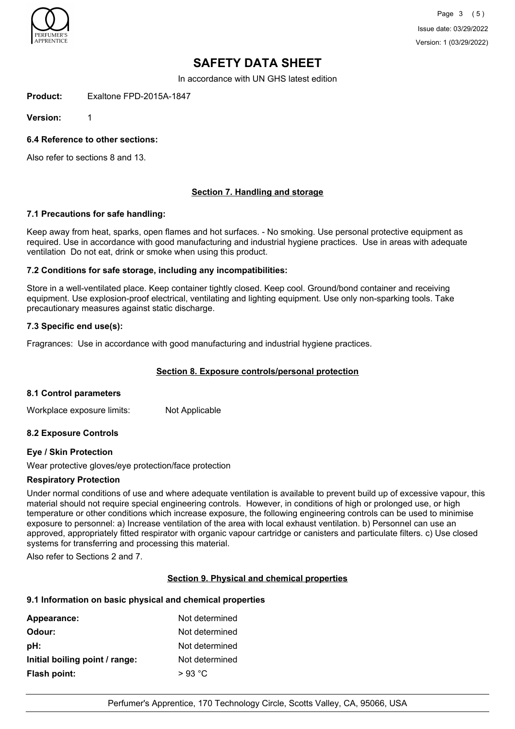# SAFETY DATA SHEET

In accordance with UN GHS latest edition

**Product:** Exaltone FPD-2015A-1847

**Version:** 1

### 6.4 Reference to other sections:

Also refer to sections 8 and 13.

## Section 7. Handling and storage

### 7.1 Precautions for safe handling:

Keep away from heat, sparks, open flames and hot surfaces. - No smoking. Use personal protective equipment as required. Use in accordance with good manufacturing and industrial hygiene practices. Use in areas with adequate ventilation Do not eat, drink or smoke when using this product.

### 7.2 Conditions for safe storage, including any incompatibilities:

Store in a well-ventilated place. Keep container tightly closed. Keep cool. Ground/bond container and receiving equipment. Use explosion-proof electrical, ventilating and lighting equipment. Use only non-sparking tools. Take precautionary measures against static discharge.

### 7.3 Specific end use(s):

Fragrances: Use in accordance with good manufacturing and industrial hygiene practices.

## Section 8. Exposure controls/personal protection

### 8.1 Control parameters

Workplace exposure limits: Not Applicable

### 8.2 Exposure Controls

**Eye / Skin Protection**

Wear protective gloves/eye protection/face protection

**Respiratory Protection**

Under normal conditions of use and where adequate ventilation is available to prevent build up of excessive vapour, this material should not require special engineering controls. However, in conditions of high or prolonged use, or high temperature or other conditions which increase exposure, the following engineering controls can be used to minimise exposure to personnel: a) Increase ventilation of the area with local exhaust ventilation. b) Personnel can use an approved, appropriately fitted respirator with organic vapour cartridge or canisters and particulate filters. c) Use closed systems for transferring and processing this material.

Also refer to Sections 2 and 7.

## Section 9. Physical and chemical properties

### 9.1 Information on basic physical and chemical properties

| | |
|---|---|
| **Appearance:** | Not determined |
| **Odour:** | Not determined |
| **pH:** | Not determined |
| **Initial boiling point / range:** | Not determined |
| **Flash point:** | > 93 °C |

Perfumer's Apprentice, 170 Technology Circle, Scotts Valley, CA, 95066, USA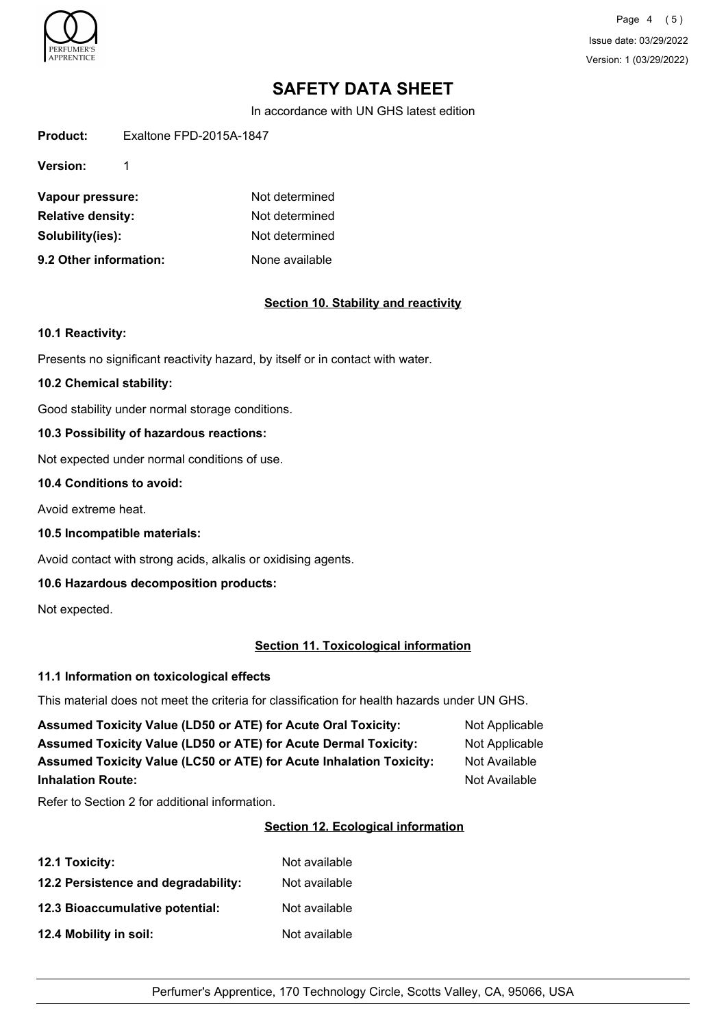# SAFETY DATA SHEET

In accordance with UN GHS latest edition

**Product:** Exaltone FPD-2015A-1847

**Version:** 1

| | |
|---|---|
| **Vapour pressure:** | Not determined |
| **Relative density:** | Not determined |
| **Solubility(ies):** | Not determined |
| **9.2 Other information:** | None available |

## Section 10. Stability and reactivity

### 10.1 Reactivity:

Presents no significant reactivity hazard, by itself or in contact with water.

### 10.2 Chemical stability:

Good stability under normal storage conditions.

### 10.3 Possibility of hazardous reactions:

Not expected under normal conditions of use.

### 10.4 Conditions to avoid:

Avoid extreme heat.

### 10.5 Incompatible materials:

Avoid contact with strong acids, alkalis or oxidising agents.

### 10.6 Hazardous decomposition products:

Not expected.

## Section 11. Toxicological information

### 11.1 Information on toxicological effects

This material does not meet the criteria for classification for health hazards under UN GHS.

| | |
|---|---|
| **Assumed Toxicity Value (LD50 or ATE) for Acute Oral Toxicity:** | Not Applicable |
| **Assumed Toxicity Value (LD50 or ATE) for Acute Dermal Toxicity:** | Not Applicable |
| **Assumed Toxicity Value (LC50 or ATE) for Acute Inhalation Toxicity:** | Not Available |
| **Inhalation Route:** | Not Available |

Refer to Section 2 for additional information.

## Section 12. Ecological information

| | |
|---|---|
| **12.1 Toxicity:** | Not available |
| **12.2 Persistence and degradability:** | Not available |
| **12.3 Bioaccumulative potential:** | Not available |
| **12.4 Mobility in soil:** | Not available |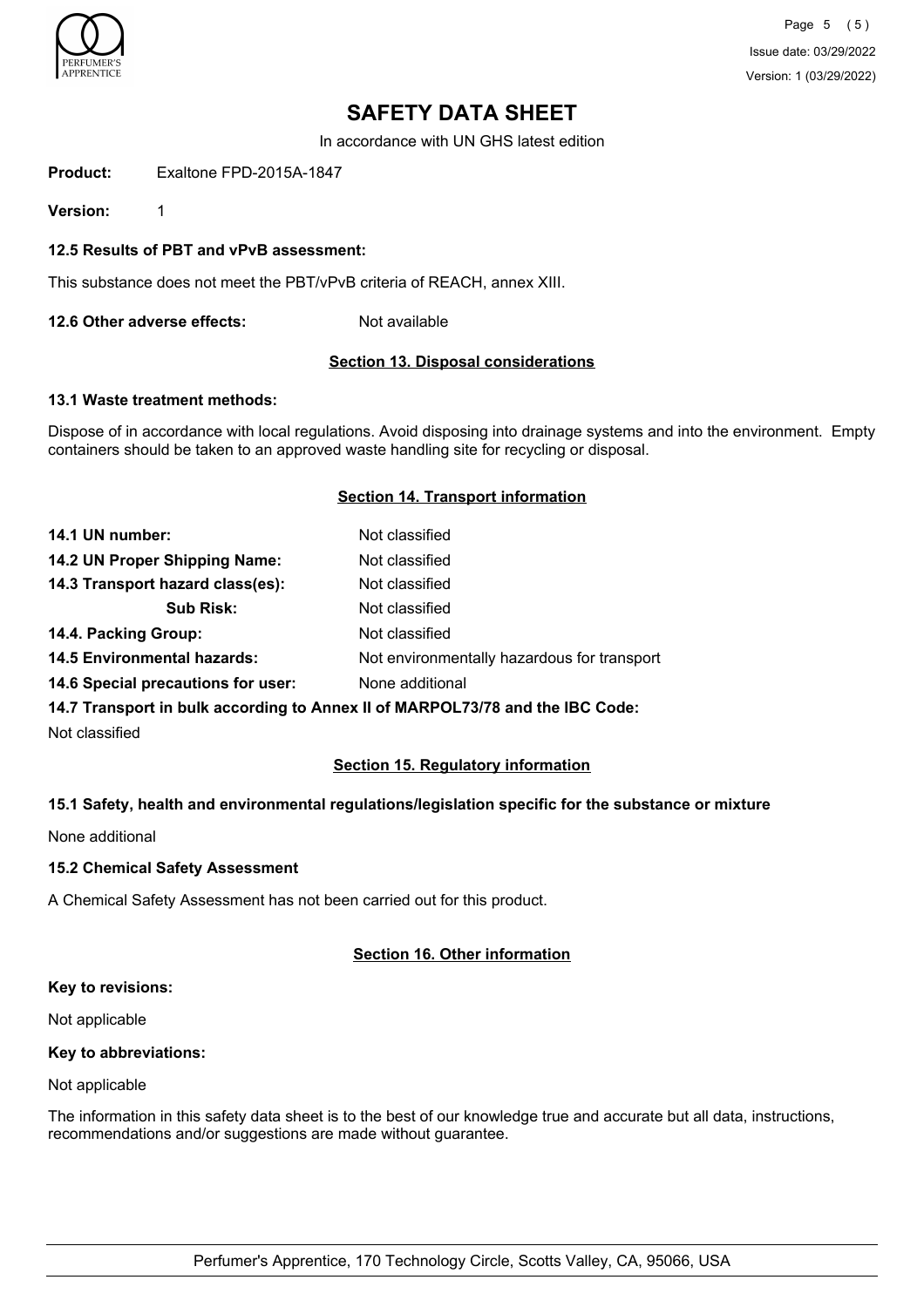# SAFETY DATA SHEET

In accordance with UN GHS latest edition

**Product:** Exaltone FPD-2015A-1847

**Version:** 1

**12.5 Results of PBT and vPvB assessment:**

This substance does not meet the PBT/vPvB criteria of REACH, annex XIII.

**12.6 Other adverse effects:** Not available

## Section 13. Disposal considerations

**13.1 Waste treatment methods:**

Dispose of in accordance with local regulations. Avoid disposing into drainage systems and into the environment. Empty containers should be taken to an approved waste handling site for recycling or disposal.

## Section 14. Transport information

| | |
|---|---|
| **14.1 UN number:** | Not classified |
| **14.2 UN Proper Shipping Name:** | Not classified |
| **14.3 Transport hazard class(es):** | Not classified |
| **Sub Risk:** | Not classified |
| **14.4. Packing Group:** | Not classified |
| **14.5 Environmental hazards:** | Not environmentally hazardous for transport |
| **14.6 Special precautions for user:** | None additional |

**14.7 Transport in bulk according to Annex II of MARPOL73/78 and the IBC Code:**

Not classified

## Section 15. Regulatory information

**15.1 Safety, health and environmental regulations/legislation specific for the substance or mixture**

None additional

**15.2 Chemical Safety Assessment**

A Chemical Safety Assessment has not been carried out for this product.

## Section 16. Other information

**Key to revisions:**

Not applicable

**Key to abbreviations:**

Not applicable

The information in this safety data sheet is to the best of our knowledge true and accurate but all data, instructions, recommendations and/or suggestions are made without guarantee.

Perfumer's Apprentice, 170 Technology Circle, Scotts Valley, CA, 95066, USA